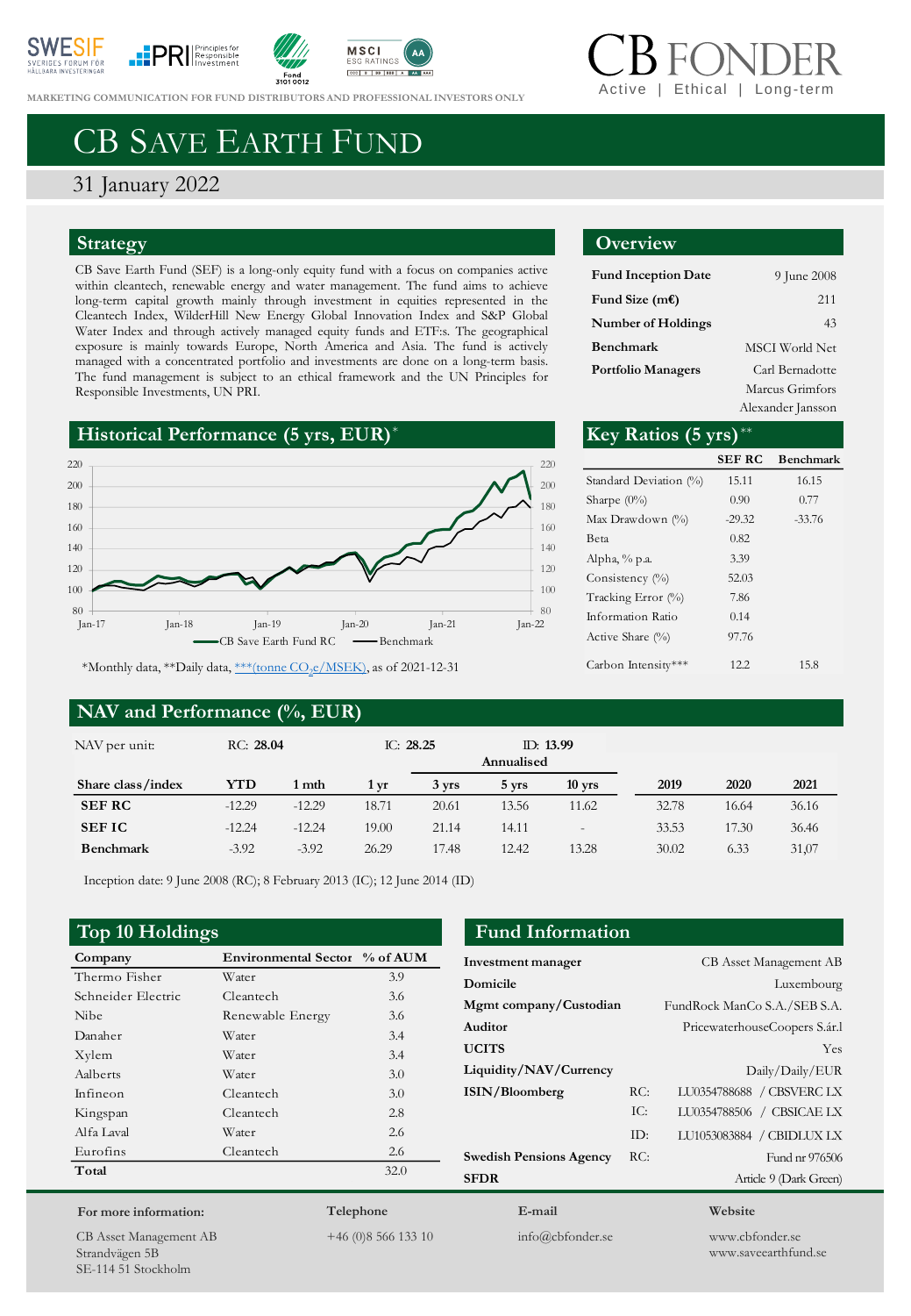MARKETING COMMUNICATION FOR FUND DISTRIBUTORS AND PROFESSIONAL INVESTORS ONLY

CB FONDER
Active | Ethical | Long-term

# CB SAVE EARTH FUND

31 January 2022

## Strategy

CB Save Earth Fund (SEF) is a long-only equity fund with a focus on companies active within cleantech, renewable energy and water management. The fund aims to achieve long-term capital growth mainly through investment in equities represented in the Cleantech Index, WilderHill New Energy Global Innovation Index and S&P Global Water Index and through actively managed equity funds and ETF:s. The geographical exposure is mainly towards Europe, North America and Asia. The fund is actively managed with a concentrated portfolio and investments are done on a long-term basis. The fund management is subject to an ethical framework and the UN Principles for Responsible Investments, UN PRI.

## Overview

| | |
|---|---|
| **Fund Inception Date** | 9 June 2008 |
| **Fund Size (m€)** | 211 |
| **Number of Holdings** | 43 |
| **Benchmark** | MSCI World Net |
| **Portfolio Managers** | Carl Bernadotte<br>Marcus Grimfors<br>Alexander Jansson |

## Historical Performance (5 yrs, EUR)*

220
200
180
160
140
120
100
80
Jan-17 Jan-18 Jan-19 Jan-20 Jan-21 Jan-22
CB Save Earth Fund RC — Benchmark

*Monthly data, **Daily data, ***(tonne $CO_2e$/MSEK), as of 2021-12-31

## Key Ratios (5 yrs)**

| | SEF RC | Benchmark |
|---|---|---|
| Standard Deviation (%) | 15.11 | 16.15 |
| Sharpe (0%) | 0.90 | 0.77 |
| Max Drawdown (%) | -29.32 | -33.76 |
| Beta | 0.82 | |
| Alpha, % p.a. | 3.39 | |
| Consistency (%) | 52.03 | |
| Tracking Error (%) | 7.86 | |
| Information Ratio | 0.14 | |
| Active Share (%) | 97.76 | |
| Carbon Intensity*** | 12.2 | 15.8 |

## NAV and Performance (%, EUR)

NAV per unit: RC: **28.04** IC: **28.25** ID: **13.99**

| | | | | Annualised | | | | | |
|---|---|---|---|---|---|---|---|---|---|
| **Share class/index** | **YTD** | **1 mth** | **1 yr** | **3 yrs** | **5 yrs** | **10 yrs** | **2019** | **2020** | **2021** |
| **SEF RC** | -12.29 | -12.29 | 18.71 | 20.61 | 13.56 | 11.62 | 32.78 | 16.64 | 36.16 |
| **SEF IC** | -12.24 | -12.24 | 19.00 | 21.14 | 14.11 | - | 33.53 | 17.30 | 36.46 |
| **Benchmark** | -3.92 | -3.92 | 26.29 | 17.48 | 12.42 | 13.28 | 30.02 | 6.33 | 31,07 |

Inception date: 9 June 2008 (RC); 8 February 2013 (IC); 12 June 2014 (ID)

## Top 10 Holdings

| Company | Environmental Sector | % of AUM |
|---|---|---|
| Thermo Fisher | Water | 3.9 |
| Schneider Electric | Cleantech | 3.6 |
| Nibe | Renewable Energy | 3.6 |
| Danaher | Water | 3.4 |
| Xylem | Water | 3.4 |
| Aalberts | Water | 3.0 |
| Infineon | Cleantech | 3.0 |
| Kingspan | Cleantech | 2.8 |
| Alfa Laval | Water | 2.6 |
| Eurofins | Cleantech | 2.6 |
| **Total** | | 32.0 |

## Fund Information

| | | |
|---|---|---|
| **Investment manager** | | CB Asset Management AB |
| **Domicile** | | Luxembourg |
| **Mgmt company/Custodian** | | FundRock ManCo S.A./SEB S.A. |
| **Auditor** | | PricewaterhouseCoopers S.ár.l |
| **UCITS** | | Yes |
| **Liquidity/NAV/Currency** | | Daily/Daily/EUR |
| **ISIN/Bloomberg** | RC: | LU0354788688 / CBSVERC LX |
| | IC: | LU0354788506 / CBSICAE LX |
| | ID: | LU1053083884 / CBIDLUX LX |
| **Swedish Pensions Agency** | RC: | Fund nr 976506 |
| **SFDR** | | Article 9 (Dark Green) |

**For more information:**
CB Asset Management AB
Strandvägen 5B
SE-114 51 Stockholm

**Telephone**
+46 (0)8 566 133 10

**E-mail**
info@cbfonder.se

**Website**
www.cbfonder.se
www.saveearthfund.se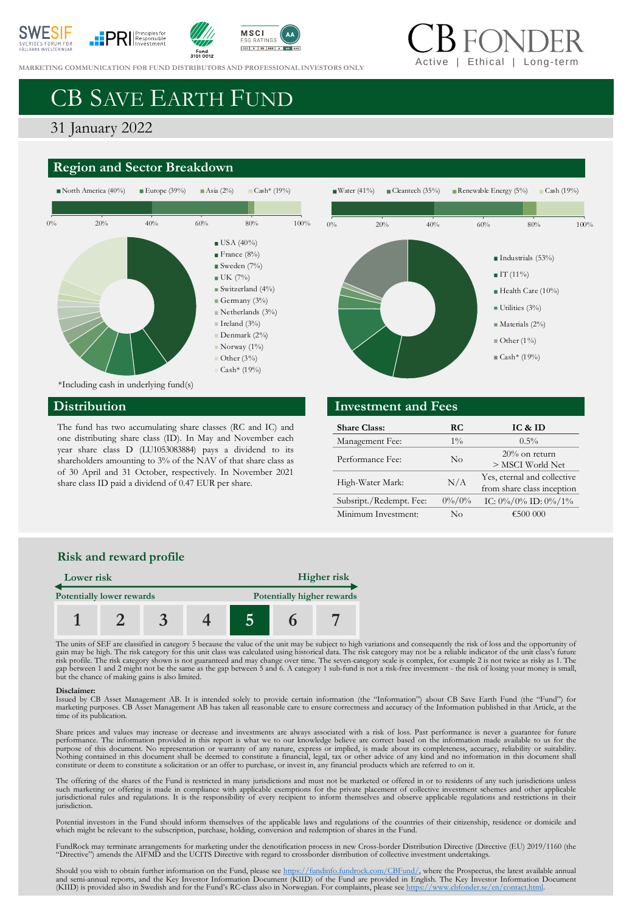SWESIF – Sveriges Forum för Hållbara Investeringar | PRI Principles for Responsible Investment | Fond 3101 0012 | MSCI ESG RATINGS AA

# CB FONDER

Active | Ethical | Long-term

MARKETING COMMUNICATION FOR FUND DISTRIBUTORS AND PROFESSIONAL INVESTORS ONLY

# CB Save Earth Fund

31 January 2022

## Region and Sector Breakdown

North America (40%)
Europe (39%)
Asia (2%)
Cash* (19%)

0% 20% 40% 60% 80% 100%

USA (40%)
France (8%)
Sweden (7%)
UK (7%)
Switzerland (4%)
Germany (3%)
Netherlands (3%)
Ireland (3%)
Denmark (2%)
Norway (1%)
Other (3%)
Cash* (19%)

Water (41%)
Cleantech (35%)
Renewable Energy (5%)
Cash (19%)

0% 20% 40% 60% 80% 100%

Industrials (53%)
IT (11%)
Health Care (10%)
Utilities (3%)
Materials (2%)
Other (1%)
Cash* (19%)

*Including cash in underlying fund(s)

## Distribution

The fund has two accumulating share classes (RC and IC) and one distributing share class (ID). In May and November each year share class D (LU1053083884) pays a dividend to its shareholders amounting to 3% of the NAV of that share class as of 30 April and 31 October, respectively. In November 2021 share class ID paid a dividend of 0.47 EUR per share.

## Investment and Fees

| Share Class: | RC | IC & ID |
|---|---|---|
| Management Fee: | 1% | 0.5% |
| Performance Fee: | No | 20% on return > MSCI World Net |
| High-Water Mark: | N/A | Yes, eternal and collective from share class inception |
| Subsript./Redempt. Fee: | 0%/0% | IC: 0%/0% ID: 0%/1% |
| Minimum Investment: | No | €500 000 |

## Risk and reward profile

Lower risk — Higher risk

Potentially lower rewards — Potentially higher rewards

1 2 3 4 **5** 6 7

The units of SEF are classified in category 5 because the value of the unit may be subject to high variations and consequently the risk of loss and the opportunity of gain may be high. The risk category for this unit class was calculated using historical data. The risk category may not be a reliable indicator of the unit class's future risk profile. The risk category shown is not guaranteed and may change over time. The seven-category scale is complex, for example 2 is not twice as risky as 1. The gap between 1 and 2 might not be the same as the gap between 5 and 6. A category 1 sub-fund is not a risk-free investment - the risk of losing your money is small, but the chance of making gains is also limited.

**Disclaimer:**
Issued by CB Asset Management AB. It is intended solely to provide certain information (the "Information") about CB Save Earth Fund (the "Fund") for marketing purposes. CB Asset Management AB has taken all reasonable care to ensure correctness and accuracy of the Information published in that Article, at the time of its publication.

Share prices and values may increase or decrease and investments are always associated with a risk of loss. Past performance is never a guarantee for future performance. The information provided in this report is what we to our knowledge believe are correct based on the information made available to us for the purpose of this document. No representation or warranty of any nature, express or implied, is made about its completeness, accuracy, reliability or suitability. Nothing contained in this document shall be deemed to constitute a financial, legal, tax or other advice of any kind and no information in this document shall constitute or deem to constitute a solicitation or an offer to purchase, or invest in, any financial products which are referred to on it.

The offering of the shares of the Fund is restricted in many jurisdictions and must not be marketed or offered in or to residents of any such jurisdictions unless such marketing or offering is made in compliance with applicable exemptions for the private placement of collective investment schemes and other applicable jurisdictional rules and regulations. It is the responsibility of every recipient to inform themselves and observe applicable regulations and restrictions in their jurisdiction.

Potential investors in the Fund should inform themselves of the applicable laws and regulations of the countries of their citizenship, residence or domicile and which might be relevant to the subscription, purchase, holding, conversion and redemption of shares in the Fund.

FundRock may terminate arrangements for marketing under the denotification process in new Cross-border Distribution Directive (Directive (EU) 2019/1160 (the "Directive") amends the AIFMD and the UCITS Directive with regard to crossborder distribution of collective investment undertakings.

Should you wish to obtain further information on the Fund, please see https://fundinfo.fundrock.com/CBFund/, where the Prospectus, the latest available annual and semi-annual reports, and the Key Investor Information Document (KIID) of the Fund are provided in English. The Key Investor Information Document (KIID) is provided also in Swedish and for the Fund's RC-class also in Norwegian. For complaints, please see https://www.cbfonder.se/en/contact.html.